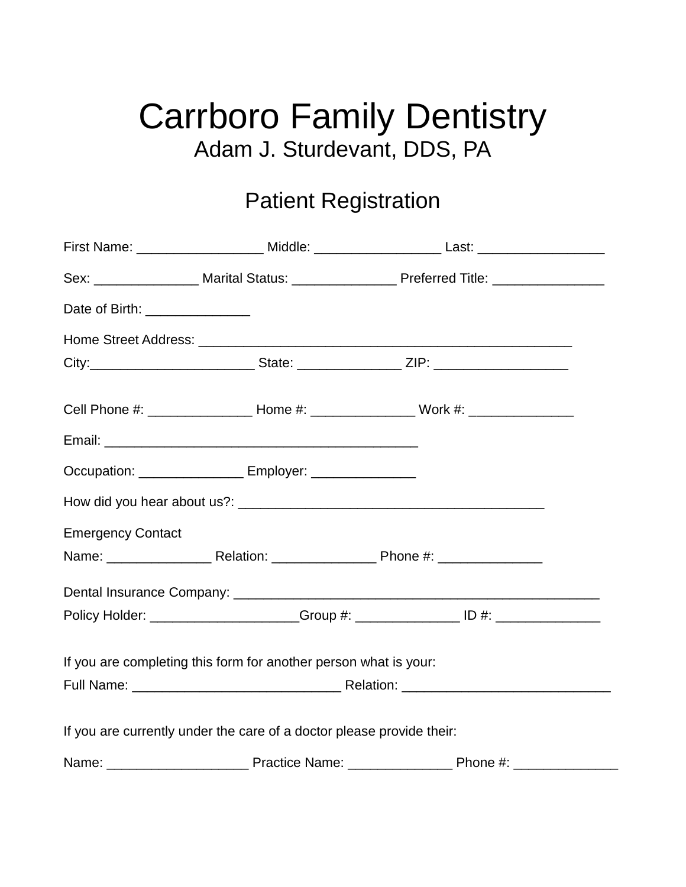# Carrboro Family Dentistry

## Adam J. Sturdevant, DDS, PA

## Patient Registration

First Name: _________________ Middle: _________________ Last: _________________

Sex: ______________ Marital Status: ______________ Preferred Title: _______________

Date of Birth: ______________

Home Street Address: ___________________________________________________

City:______________________ State: ______________ ZIP: __________________

Cell Phone #: ______________ Home #: ______________ Work #: ______________

Email: ___________________________________________

Occupation: ______________ Employer: ______________

How did you hear about us?: ________________________________________

Emergency Contact

Name: ______________ Relation: ______________ Phone #: ______________

Dental Insurance Company: _________________________________________________

Policy Holder: ____________________Group #: ______________ ID #: ______________

If you are completing this form for another person what is your:

Full Name: ____________________________ Relation: ____________________________

If you are currently under the care of a doctor please provide their:

Name: ___________________ Practice Name: ______________ Phone #: ______________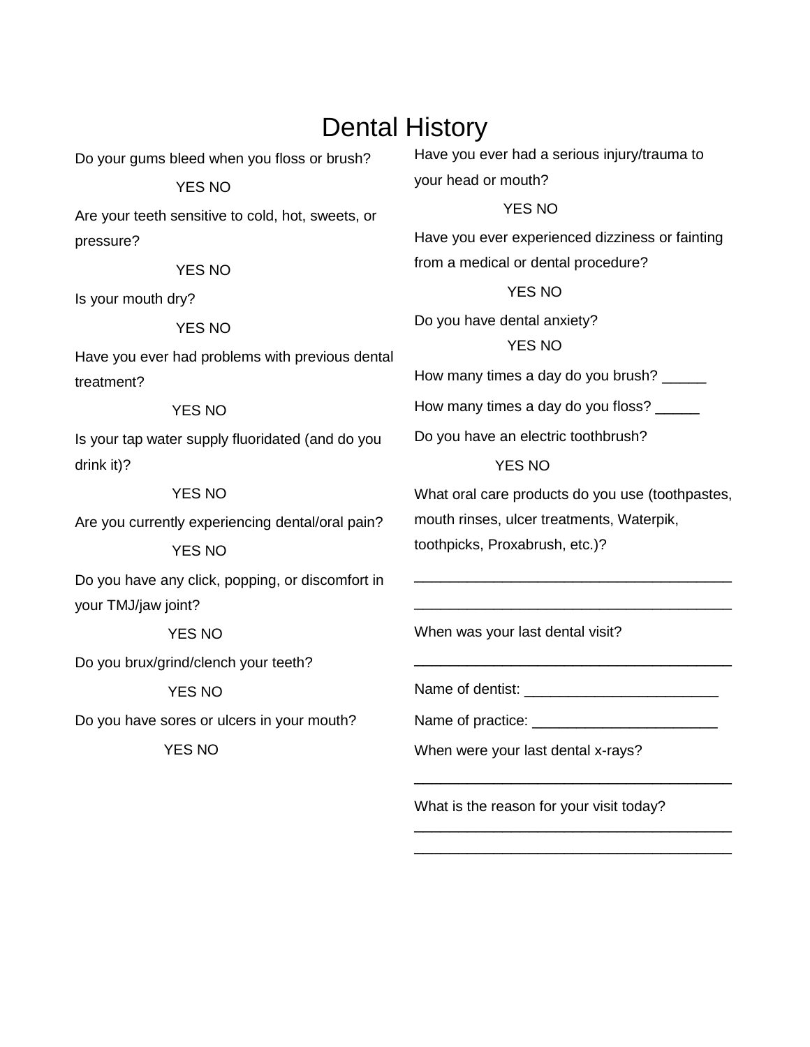# Dental History

Do your gums bleed when you floss or brush?

YES NO

Are your teeth sensitive to cold, hot, sweets, or pressure?

YES NO

Is your mouth dry?

YES NO

Have you ever had problems with previous dental treatment?

YES NO

Is your tap water supply fluoridated (and do you drink it)?

YES NO

Are you currently experiencing dental/oral pain?

YES NO

Do you have any click, popping, or discomfort in your TMJ/jaw joint?

YES NO

Do you brux/grind/clench your teeth?

YES NO

Do you have sores or ulcers in your mouth?

YES NO

Have you ever had a serious injury/trauma to your head or mouth?

YES NO

Have you ever experienced dizziness or fainting from a medical or dental procedure?

YES NO

Do you have dental anxiety?

YES NO

How many times a day do you brush? _____

How many times a day do you floss? _____

Do you have an electric toothbrush?

YES NO

What oral care products do you use (toothpastes, mouth rinses, ulcer treatments, Waterpik, toothpicks, Proxabrush, etc.)?

________________________________________

________________________________________

When was your last dental visit?

________________________________________

Name of dentist: ________________________

Name of practice: _______________________

When were your last dental x-rays?

________________________________________

What is the reason for your visit today?

________________________________________

________________________________________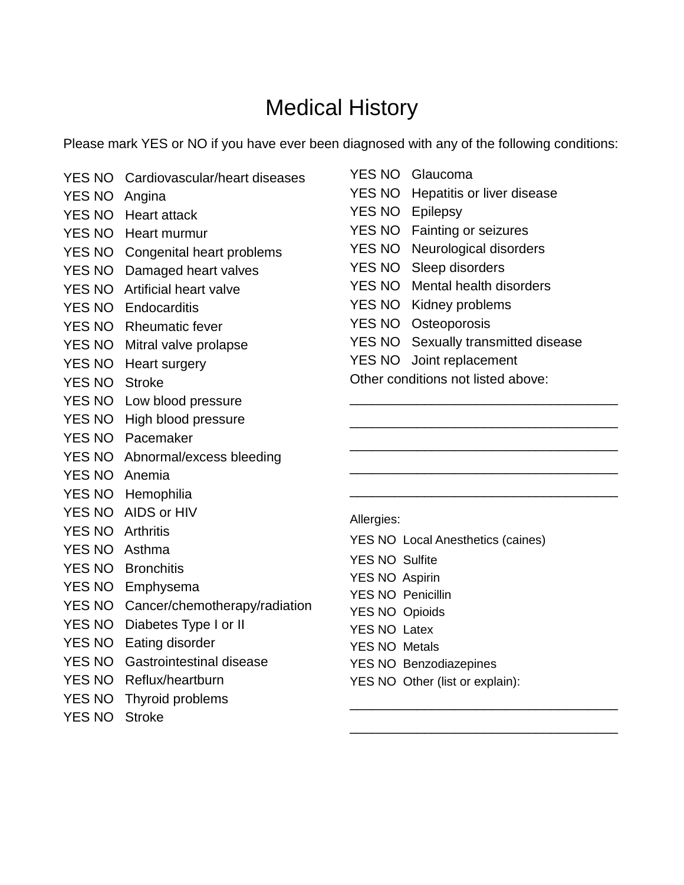# Medical History

Please mark YES or NO if you have ever been diagnosed with any of the following conditions:

YES NO Cardiovascular/heart diseases
YES NO Angina
YES NO Heart attack
YES NO Heart murmur
YES NO Congenital heart problems
YES NO Damaged heart valves
YES NO Artificial heart valve
YES NO Endocarditis
YES NO Rheumatic fever
YES NO Mitral valve prolapse
YES NO Heart surgery
YES NO Stroke
YES NO Low blood pressure
YES NO High blood pressure
YES NO Pacemaker
YES NO Abnormal/excess bleeding
YES NO Anemia
YES NO Hemophilia
YES NO AIDS or HIV
YES NO Arthritis
YES NO Asthma
YES NO Bronchitis
YES NO Emphysema
YES NO Cancer/chemotherapy/radiation
YES NO Diabetes Type I or II
YES NO Eating disorder
YES NO Gastrointestinal disease
YES NO Reflux/heartburn
YES NO Thyroid problems
YES NO Stroke

YES NO Glaucoma
YES NO Hepatitis or liver disease
YES NO Epilepsy
YES NO Fainting or seizures
YES NO Neurological disorders
YES NO Sleep disorders
YES NO Mental health disorders
YES NO Kidney problems
YES NO Osteoporosis
YES NO Sexually transmitted disease
YES NO Joint replacement

Other conditions not listed above:

___________________________________

___________________________________

___________________________________

___________________________________

___________________________________

Allergies:

YES NO Local Anesthetics (caines)
YES NO Sulfite
YES NO Aspirin
YES NO Penicillin
YES NO Opioids
YES NO Latex
YES NO Metals
YES NO Benzodiazepines
YES NO Other (list or explain):

___________________________________

___________________________________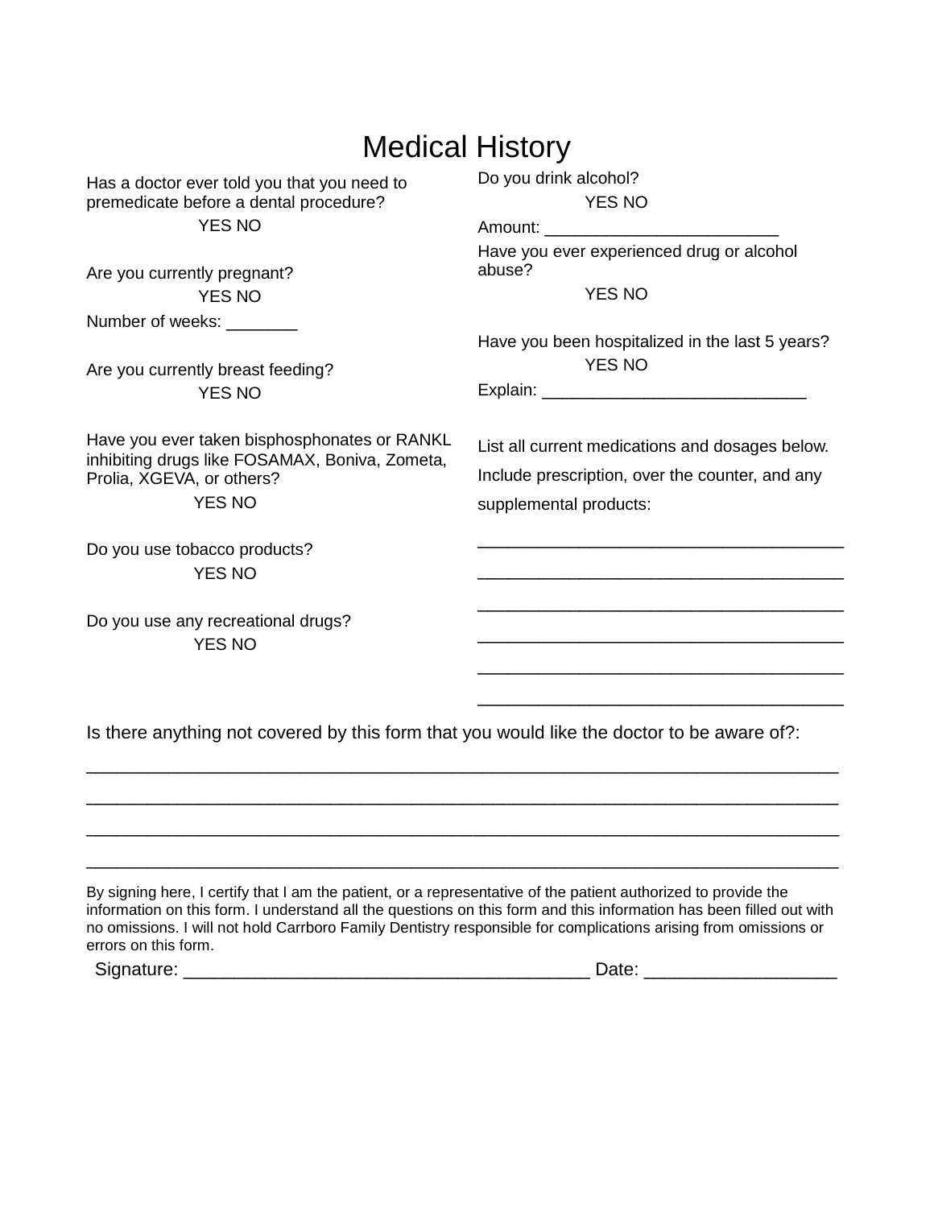# Medical History

Has a doctor ever told you that you need to premedicate before a dental procedure?

YES NO

Are you currently pregnant?

YES NO

Number of weeks: _______

Are you currently breast feeding?

YES NO

Have you ever taken bisphosphonates or RANKL inhibiting drugs like FOSAMAX, Boniva, Zometa, Prolia, XGEVA, or others?

YES NO

Do you use tobacco products?

YES NO

Do you use any recreational drugs?

YES NO

Do you drink alcohol?

YES NO

Amount: ________________________

Have you ever experienced drug or alcohol abuse?

YES NO

Have you been hospitalized in the last 5 years?

YES NO

Explain: ___________________________

List all current medications and dosages below. Include prescription, over the counter, and any supplemental products:

_____________________________________

_____________________________________

_____________________________________

_____________________________________

_____________________________________

_____________________________________

Is there anything not covered by this form that you would like the doctor to be aware of?:

___________________________________________________________________________

___________________________________________________________________________

___________________________________________________________________________

___________________________________________________________________________

By signing here, I certify that I am the patient, or a representative of the patient authorized to provide the information on this form. I understand all the questions on this form and this information has been filled out with no omissions. I will not hold Carrboro Family Dentistry responsible for complications arising from omissions or errors on this form.

Signature: ________________________________________ Date: __________________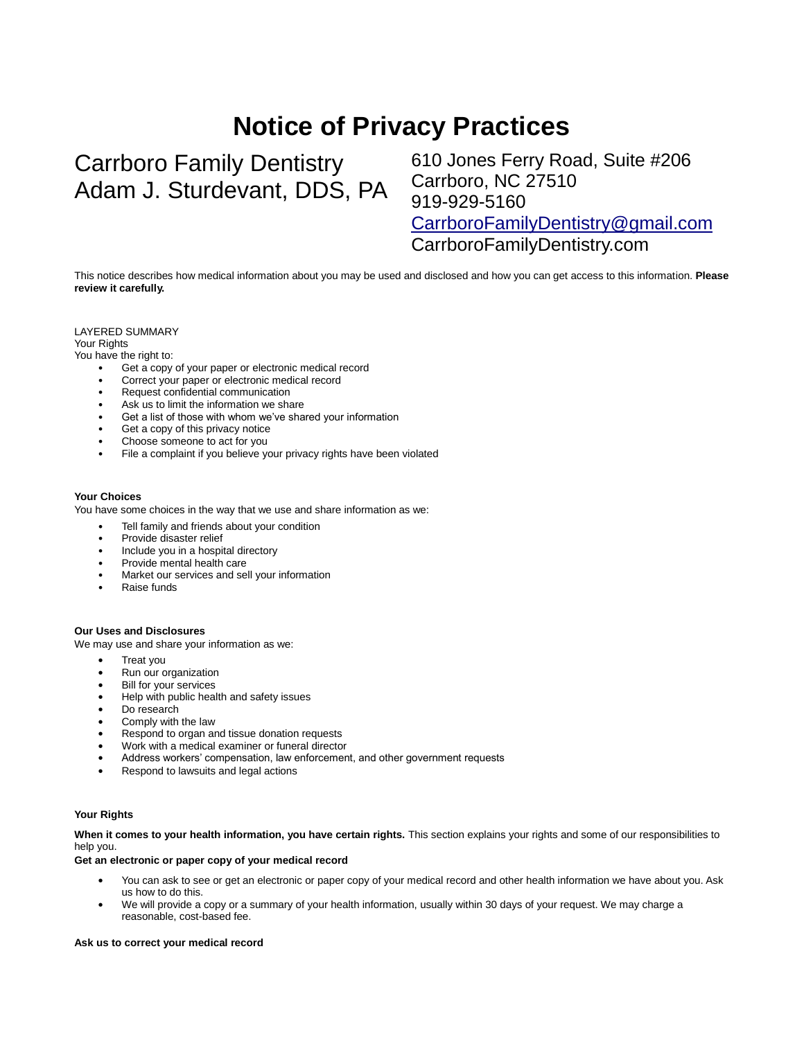# Notice of Privacy Practices

Carrboro Family Dentistry
Adam J. Sturdevant, DDS, PA

610 Jones Ferry Road, Suite #206
Carrboro, NC 27510
919-929-5160
[CarrboroFamilyDentistry@gmail.com](mailto:CarrboroFamilyDentistry@gmail.com)
CarrboroFamilyDentistry.com

This notice describes how medical information about you may be used and disclosed and how you can get access to this information. **Please review it carefully.**

LAYERED SUMMARY
Your Rights
You have the right to:

- Get a copy of your paper or electronic medical record
- Correct your paper or electronic medical record
- Request confidential communication
- Ask us to limit the information we share
- Get a list of those with whom we've shared your information
- Get a copy of this privacy notice
- Choose someone to act for you
- File a complaint if you believe your privacy rights have been violated

**Your Choices**
You have some choices in the way that we use and share information as we:

- Tell family and friends about your condition
- Provide disaster relief
- Include you in a hospital directory
- Provide mental health care
- Market our services and sell your information
- Raise funds

**Our Uses and Disclosures**
We may use and share your information as we:

- Treat you
- Run our organization
- Bill for your services
- Help with public health and safety issues
- Do research
- Comply with the law
- Respond to organ and tissue donation requests
- Work with a medical examiner or funeral director
- Address workers' compensation, law enforcement, and other government requests
- Respond to lawsuits and legal actions

**Your Rights**

**When it comes to your health information, you have certain rights.** This section explains your rights and some of our responsibilities to help you.

**Get an electronic or paper copy of your medical record**

- You can ask to see or get an electronic or paper copy of your medical record and other health information we have about you. Ask us how to do this.
- We will provide a copy or a summary of your health information, usually within 30 days of your request. We may charge a reasonable, cost-based fee.

**Ask us to correct your medical record**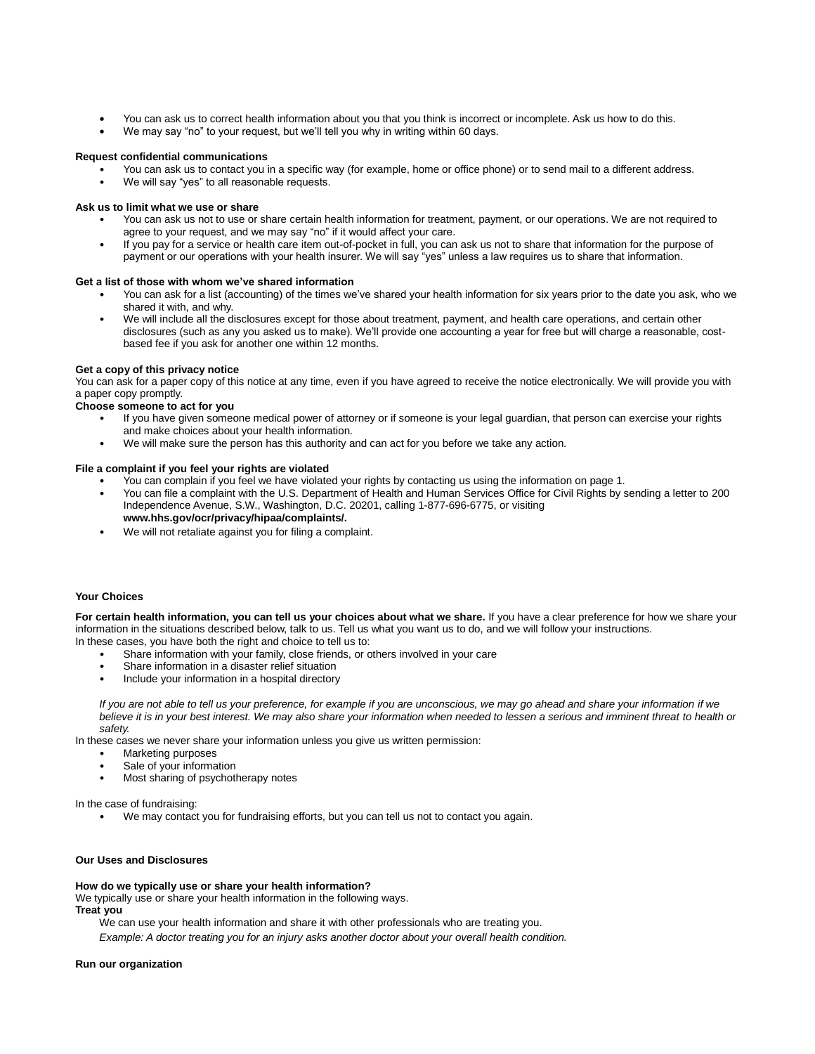- You can ask us to correct health information about you that you think is incorrect or incomplete. Ask us how to do this.
- We may say "no" to your request, but we'll tell you why in writing within 60 days.

**Request confidential communications**

- You can ask us to contact you in a specific way (for example, home or office phone) or to send mail to a different address.
- We will say "yes" to all reasonable requests.

**Ask us to limit what we use or share**

- You can ask us not to use or share certain health information for treatment, payment, or our operations. We are not required to agree to your request, and we may say "no" if it would affect your care.
- If you pay for a service or health care item out-of-pocket in full, you can ask us not to share that information for the purpose of payment or our operations with your health insurer. We will say "yes" unless a law requires us to share that information.

**Get a list of those with whom we've shared information**

- You can ask for a list (accounting) of the times we've shared your health information for six years prior to the date you ask, who we shared it with, and why.
- We will include all the disclosures except for those about treatment, payment, and health care operations, and certain other disclosures (such as any you asked us to make). We'll provide one accounting a year for free but will charge a reasonable, cost-based fee if you ask for another one within 12 months.

**Get a copy of this privacy notice**

You can ask for a paper copy of this notice at any time, even if you have agreed to receive the notice electronically. We will provide you with a paper copy promptly.

**Choose someone to act for you**

- If you have given someone medical power of attorney or if someone is your legal guardian, that person can exercise your rights and make choices about your health information.
- We will make sure the person has this authority and can act for you before we take any action.

**File a complaint if you feel your rights are violated**

- You can complain if you feel we have violated your rights by contacting us using the information on page 1.
- You can file a complaint with the U.S. Department of Health and Human Services Office for Civil Rights by sending a letter to 200 Independence Avenue, S.W., Washington, D.C. 20201, calling 1-877-696-6775, or visiting **www.hhs.gov/ocr/privacy/hipaa/complaints/.**
- We will not retaliate against you for filing a complaint.

**Your Choices**

**For certain health information, you can tell us your choices about what we share.** If you have a clear preference for how we share your information in the situations described below, talk to us. Tell us what you want us to do, and we will follow your instructions.
In these cases, you have both the right and choice to tell us to:

- Share information with your family, close friends, or others involved in your care
- Share information in a disaster relief situation
- Include your information in a hospital directory

*If you are not able to tell us your preference, for example if you are unconscious, we may go ahead and share your information if we believe it is in your best interest. We may also share your information when needed to lessen a serious and imminent threat to health or safety.*

In these cases we never share your information unless you give us written permission:

- Marketing purposes
- Sale of your information
- Most sharing of psychotherapy notes

In the case of fundraising:

- We may contact you for fundraising efforts, but you can tell us not to contact you again.

**Our Uses and Disclosures**

**How do we typically use or share your health information?**
We typically use or share your health information in the following ways.
**Treat you**

We can use your health information and share it with other professionals who are treating you.

*Example: A doctor treating you for an injury asks another doctor about your overall health condition.*

**Run our organization**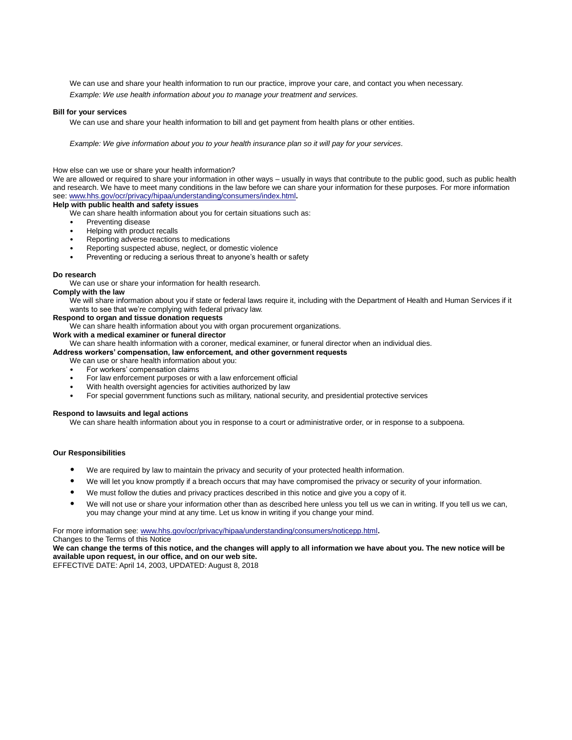We can use and share your health information to run our practice, improve your care, and contact you when necessary.

*Example: We use health information about you to manage your treatment and services.*

**Bill for your services**

We can use and share your health information to bill and get payment from health plans or other entities.

*Example: We give information about you to your health insurance plan so it will pay for your services*.

How else can we use or share your health information?

We are allowed or required to share your information in other ways – usually in ways that contribute to the public good, such as public health and research. We have to meet many conditions in the law before we can share your information for these purposes. For more information see: www.hhs.gov/ocr/privacy/hipaa/understanding/consumers/index.html**.**

**Help with public health and safety issues**

We can share health information about you for certain situations such as:

- Preventing disease
- Helping with product recalls
- Reporting adverse reactions to medications
- Reporting suspected abuse, neglect, or domestic violence
- Preventing or reducing a serious threat to anyone's health or safety

**Do research**

We can use or share your information for health research.

**Comply with the law**

We will share information about you if state or federal laws require it, including with the Department of Health and Human Services if it wants to see that we're complying with federal privacy law.

**Respond to organ and tissue donation requests**

We can share health information about you with organ procurement organizations.

**Work with a medical examiner or funeral director**

We can share health information with a coroner, medical examiner, or funeral director when an individual dies.

**Address workers' compensation, law enforcement, and other government requests**

We can use or share health information about you:

- For workers' compensation claims
- For law enforcement purposes or with a law enforcement official
- With health oversight agencies for activities authorized by law
- For special government functions such as military, national security, and presidential protective services

**Respond to lawsuits and legal actions**

We can share health information about you in response to a court or administrative order, or in response to a subpoena.

**Our Responsibilities**

- We are required by law to maintain the privacy and security of your protected health information.
- We will let you know promptly if a breach occurs that may have compromised the privacy or security of your information.
- We must follow the duties and privacy practices described in this notice and give you a copy of it.
- We will not use or share your information other than as described here unless you tell us we can in writing. If you tell us we can, you may change your mind at any time. Let us know in writing if you change your mind.

For more information see: www.hhs.gov/ocr/privacy/hipaa/understanding/consumers/noticepp.html**.**

Changes to the Terms of this Notice

**We can change the terms of this notice, and the changes will apply to all information we have about you. The new notice will be available upon request, in our office, and on our web site.**

EFFECTIVE DATE: April 14, 2003, UPDATED: August 8, 2018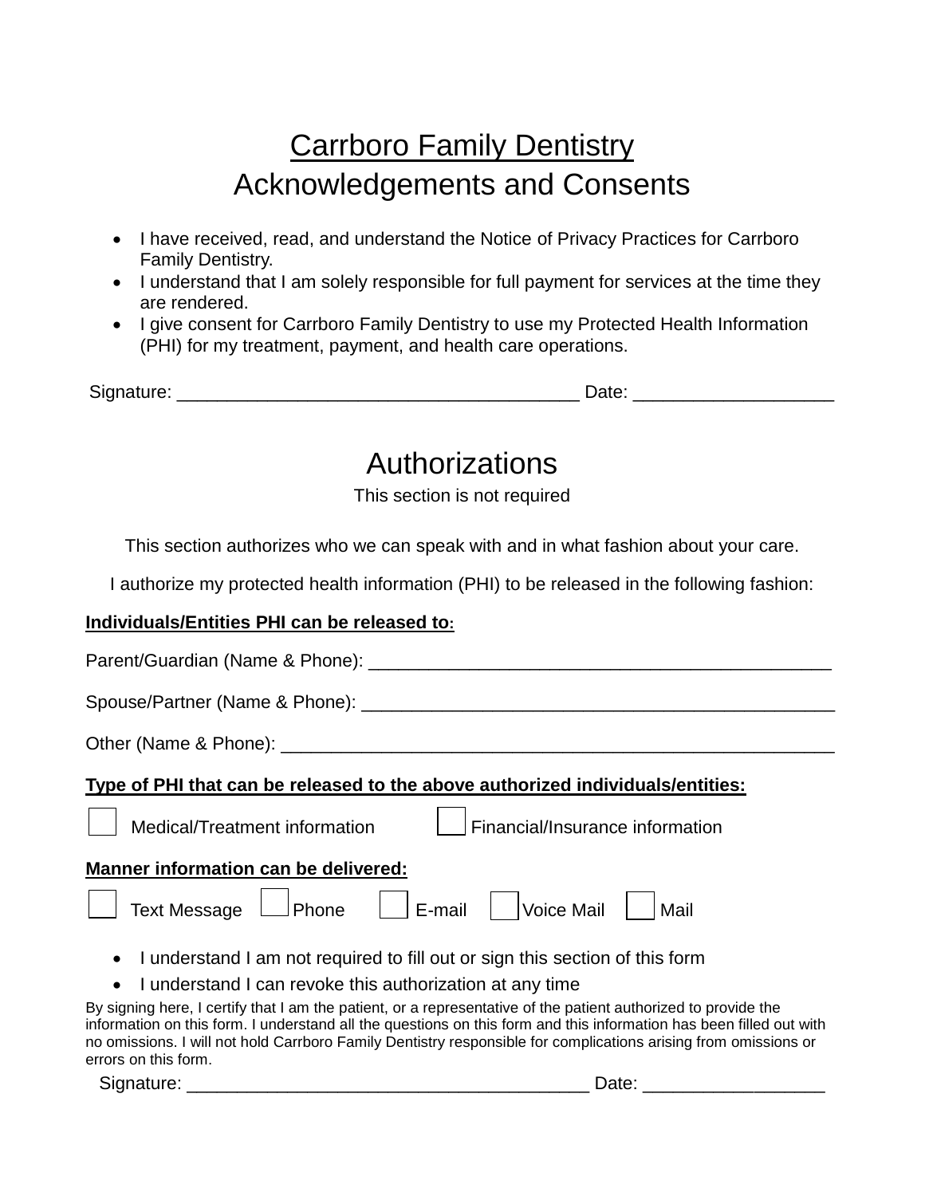# Carrboro Family Dentistry
## Acknowledgements and Consents

- I have received, read, and understand the Notice of Privacy Practices for Carrboro Family Dentistry.
- I understand that I am solely responsible for full payment for services at the time they are rendered.
- I give consent for Carrboro Family Dentistry to use my Protected Health Information (PHI) for my treatment, payment, and health care operations.

Signature: _______________________________________ Date: ___________________

## Authorizations

This section is not required

This section authorizes who we can speak with and in what fashion about your care.

I authorize my protected health information (PHI) to be released in the following fashion:

**Individuals/Entities PHI can be released to:**

Parent/Guardian (Name & Phone): _____________________________________________

Spouse/Partner (Name & Phone): ______________________________________________

Other (Name & Phone): _______________________________________________________

**Type of PHI that can be released to the above authorized individuals/entities:**

☐ Medical/Treatment information ☐ Financial/Insurance information

**Manner information can be delivered:**

☐ Text Message ☐ Phone ☐ E-mail ☐ Voice Mail ☐ Mail

- I understand I am not required to fill out or sign this section of this form
- I understand I can revoke this authorization at any time

By signing here, I certify that I am the patient, or a representative of the patient authorized to provide the information on this form. I understand all the questions on this form and this information has been filled out with no omissions. I will not hold Carrboro Family Dentistry responsible for complications arising from omissions or errors on this form.

Signature: _______________________________________ Date: _________________